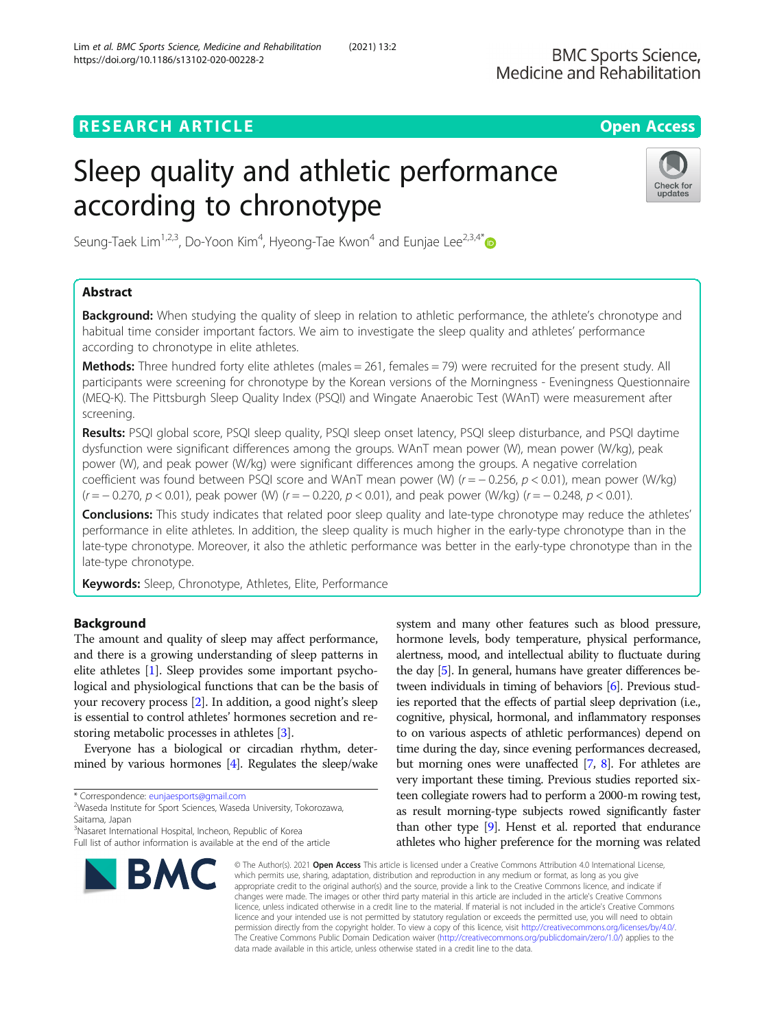RESEARCH ARTICLE

Open Access

# Sleep quality and athletic performance according to chronotype

Seung-Taek Lim[1,2,3], Do-Yoon Kim[4], Hyeong-Tae Kwon[4] and Eunjae Lee[2,3,4*]

## Abstract

**Background:** When studying the quality of sleep in relation to athletic performance, the athlete's chronotype and habitual time consider important factors. We aim to investigate the sleep quality and athletes' performance according to chronotype in elite athletes.

**Methods:** Three hundred forty elite athletes (males = 261, females = 79) were recruited for the present study. All participants were screening for chronotype by the Korean versions of the Morningness - Eveningness Questionnaire (MEQ-K). The Pittsburgh Sleep Quality Index (PSQI) and Wingate Anaerobic Test (WAnT) were measurement after screening.

**Results:** PSQI global score, PSQI sleep quality, PSQI sleep onset latency, PSQI sleep disturbance, and PSQI daytime dysfunction were significant differences among the groups. WAnT mean power (W), mean power (W/kg), peak power (W), and peak power (W/kg) were significant differences among the groups. A negative correlation coefficient was found between PSQI score and WAnT mean power (W) ($r = -0.256$, $p < 0.01$), mean power (W/kg) ($r = -0.270$, $p < 0.01$), peak power (W) ($r = -0.220$, $p < 0.01$), and peak power (W/kg) ($r = -0.248$, $p < 0.01$).

**Conclusions:** This study indicates that related poor sleep quality and late-type chronotype may reduce the athletes' performance in elite athletes. In addition, the sleep quality is much higher in the early-type chronotype than in the late-type chronotype. Moreover, it also the athletic performance was better in the early-type chronotype than in the late-type chronotype.

**Keywords:** Sleep, Chronotype, Athletes, Elite, Performance

## Background

The amount and quality of sleep may affect performance, and there is a growing understanding of sleep patterns in elite athletes [1]. Sleep provides some important psychological and physiological functions that can be the basis of your recovery process [2]. In addition, a good night's sleep is essential to control athletes' hormones secretion and restoring metabolic processes in athletes [3].

Everyone has a biological or circadian rhythm, determined by various hormones [4]. Regulates the sleep/wake system and many other features such as blood pressure, hormone levels, body temperature, physical performance, alertness, mood, and intellectual ability to fluctuate during the day [5]. In general, humans have greater differences between individuals in timing of behaviors [6]. Previous studies reported that the effects of partial sleep deprivation (i.e., cognitive, physical, hormonal, and inflammatory responses to on various aspects of athletic performances) depend on time during the day, since evening performances decreased, but morning ones were unaffected [7, 8]. For athletes are very important these timing. Previous studies reported sixteen collegiate rowers had to perform a 2000-m rowing test, as result morning-type subjects rowed significantly faster than other type [9]. Henst et al. reported that endurance athletes who higher preference for the morning was related

* Correspondence: eunjaesports@gmail.com
[2]Waseda Institute for Sport Sciences, Waseda University, Tokorozawa, Saitama, Japan
[3]Nasaret International Hospital, Incheon, Republic of Korea
Full list of author information is available at the end of the article

© The Author(s). 2021 **Open Access** This article is licensed under a Creative Commons Attribution 4.0 International License, which permits use, sharing, adaptation, distribution and reproduction in any medium or format, as long as you give appropriate credit to the original author(s) and the source, provide a link to the Creative Commons licence, and indicate if changes were made. The images or other third party material in this article are included in the article's Creative Commons licence, unless indicated otherwise in a credit line to the material. If material is not included in the article's Creative Commons licence and your intended use is not permitted by statutory regulation or exceeds the permitted use, you will need to obtain permission directly from the copyright holder. To view a copy of this licence, visit http://creativecommons.org/licenses/by/4.0/. The Creative Commons Public Domain Dedication waiver (http://creativecommons.org/publicdomain/zero/1.0/) applies to the data made available in this article, unless otherwise stated in a credit line to the data.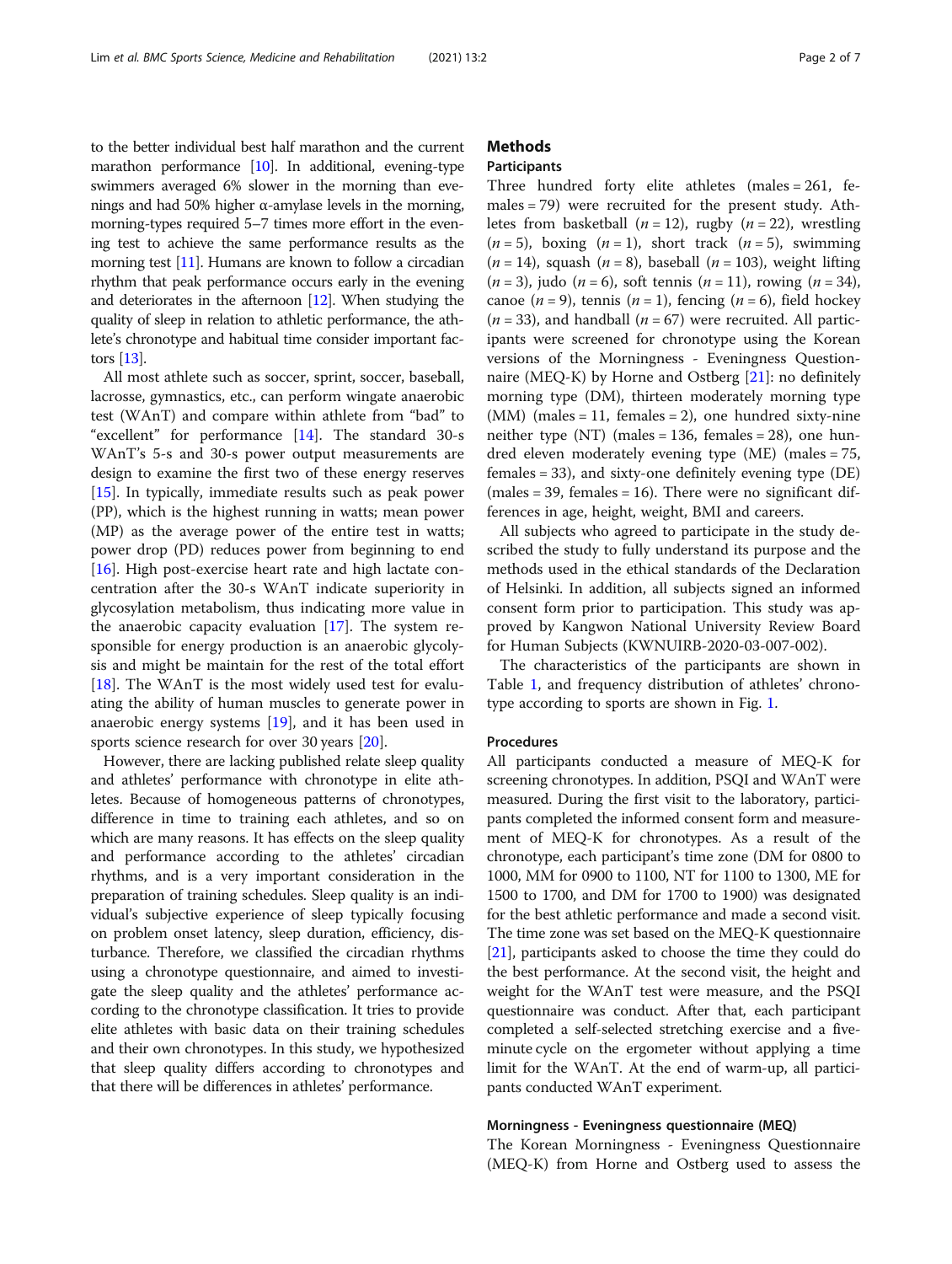to the better individual best half marathon and the current marathon performance [10]. In additional, evening-type swimmers averaged 6% slower in the morning than evenings and had 50% higher α-amylase levels in the morning, morning-types required 5–7 times more effort in the evening test to achieve the same performance results as the morning test [11]. Humans are known to follow a circadian rhythm that peak performance occurs early in the evening and deteriorates in the afternoon [12]. When studying the quality of sleep in relation to athletic performance, the athlete's chronotype and habitual time consider important factors [13].

All most athlete such as soccer, sprint, soccer, baseball, lacrosse, gymnastics, etc., can perform wingate anaerobic test (WAnT) and compare within athlete from "bad" to "excellent" for performance [14]. The standard 30-s WAnT's 5-s and 30-s power output measurements are design to examine the first two of these energy reserves [15]. In typically, immediate results such as peak power (PP), which is the highest running in watts; mean power (MP) as the average power of the entire test in watts; power drop (PD) reduces power from beginning to end [16]. High post-exercise heart rate and high lactate concentration after the 30-s WAnT indicate superiority in glycosylation metabolism, thus indicating more value in the anaerobic capacity evaluation [17]. The system responsible for energy production is an anaerobic glycolysis and might be maintain for the rest of the total effort [18]. The WAnT is the most widely used test for evaluating the ability of human muscles to generate power in anaerobic energy systems [19], and it has been used in sports science research for over 30 years [20].

However, there are lacking published relate sleep quality and athletes' performance with chronotype in elite athletes. Because of homogeneous patterns of chronotypes, difference in time to training each athletes, and so on which are many reasons. It has effects on the sleep quality and performance according to the athletes' circadian rhythms, and is a very important consideration in the preparation of training schedules. Sleep quality is an individual's subjective experience of sleep typically focusing on problem onset latency, sleep duration, efficiency, disturbance. Therefore, we classified the circadian rhythms using a chronotype questionnaire, and aimed to investigate the sleep quality and the athletes' performance according to the chronotype classification. It tries to provide elite athletes with basic data on their training schedules and their own chronotypes. In this study, we hypothesized that sleep quality differs according to chronotypes and that there will be differences in athletes' performance.

## Methods

### Participants

Three hundred forty elite athletes (males = 261, females = 79) were recruited for the present study. Athletes from basketball (*n* = 12), rugby (*n* = 22), wrestling (*n* = 5), boxing (*n* = 1), short track (*n* = 5), swimming (*n* = 14), squash (*n* = 8), baseball (*n* = 103), weight lifting (*n* = 3), judo (*n* = 6), soft tennis (*n* = 11), rowing (*n* = 34), canoe (*n* = 9), tennis (*n* = 1), fencing (*n* = 6), field hockey (*n* = 33), and handball (*n* = 67) were recruited. All participants were screened for chronotype using the Korean versions of the Morningness - Eveningness Questionnaire (MEQ-K) by Horne and Ostberg [21]: no definitely morning type (DM), thirteen moderately morning type (MM) (males = 11, females = 2), one hundred sixty-nine neither type (NT) (males = 136, females = 28), one hundred eleven moderately evening type (ME) (males = 75, females = 33), and sixty-one definitely evening type (DE) (males = 39, females = 16). There were no significant differences in age, height, weight, BMI and careers.

All subjects who agreed to participate in the study described the study to fully understand its purpose and the methods used in the ethical standards of the Declaration of Helsinki. In addition, all subjects signed an informed consent form prior to participation. This study was approved by Kangwon National University Review Board for Human Subjects (KWNUIRB-2020-03-007-002).

The characteristics of the participants are shown in Table 1, and frequency distribution of athletes' chronotype according to sports are shown in Fig. 1.

### Procedures

All participants conducted a measure of MEQ-K for screening chronotypes. In addition, PSQI and WAnT were measured. During the first visit to the laboratory, participants completed the informed consent form and measurement of MEQ-K for chronotypes. As a result of the chronotype, each participant's time zone (DM for 0800 to 1000, MM for 0900 to 1100, NT for 1100 to 1300, ME for 1500 to 1700, and DM for 1700 to 1900) was designated for the best athletic performance and made a second visit. The time zone was set based on the MEQ-K questionnaire [21], participants asked to choose the time they could do the best performance. At the second visit, the height and weight for the WAnT test were measure, and the PSQI questionnaire was conduct. After that, each participant completed a self-selected stretching exercise and a five-minute cycle on the ergometer without applying a time limit for the WAnT. At the end of warm-up, all participants conducted WAnT experiment.

### Morningness - Eveningness questionnaire (MEQ)

The Korean Morningness - Eveningness Questionnaire (MEQ-K) from Horne and Ostberg used to assess the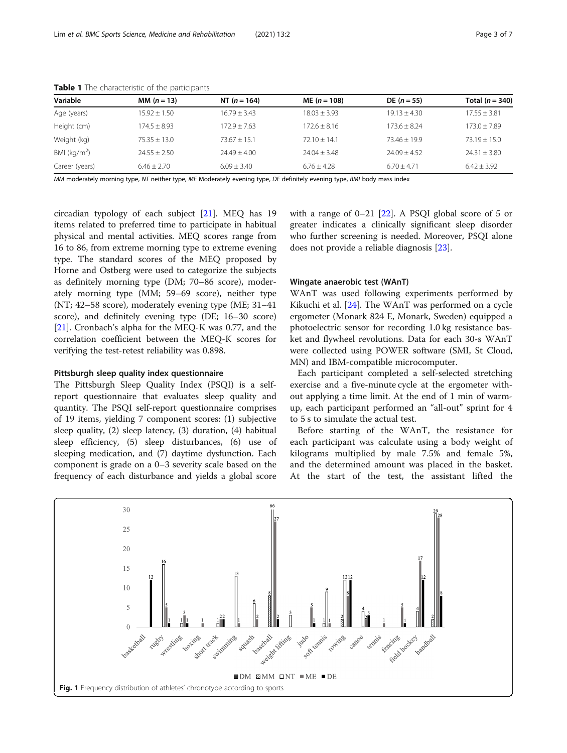**Table 1** The characteristic of the participants

| Variable | MM ($n = 13$) | NT ($n = 164$) | ME ($n = 108$) | DE ($n = 55$) | Total ($n = 340$) |
|---|---|---|---|---|---|
| Age (years) | 15.92 ± 1.50 | 16.79 ± 3.43 | 18.03 ± 3.93 | 19.13 ± 4.30 | 17.55 ± 3.81 |
| Height (cm) | 174.5 ± 8.93 | 172.9 ± 7.63 | 172.6 ± 8.16 | 173.6 ± 8.24 | 173.0 ± 7.89 |
| Weight (kg) | 75.35 ± 13.0 | 73.67 ± 15.1 | 72.10 ± 14.1 | 73.46 ± 19.9 | 73.19 ± 15.0 |
| BMI (kg/m$^2$) | 24.55 ± 2.50 | 24.49 ± 4.00 | 24.04 ± 3.48 | 24.09 ± 4.52 | 24.31 ± 3.80 |
| Career (years) | 6.46 ± 2.70 | 6.09 ± 3.40 | 6.76 ± 4.28 | 6.70 ± 4.71 | 6.42 ± 3.92 |

*MM* moderately morning type, *NT* neither type, *ME* Moderately evening type, *DE* definitely evening type, *BMI* body mass index

circadian typology of each subject [21]. MEQ has 19 items related to preferred time to participate in habitual physical and mental activities. MEQ scores range from 16 to 86, from extreme morning type to extreme evening type. The standard scores of the MEQ proposed by Horne and Ostberg were used to categorize the subjects as definitely morning type (DM; 70–86 score), moderately morning type (MM; 59–69 score), neither type (NT; 42–58 score), moderately evening type (ME; 31–41 score), and definitely evening type (DE; 16–30 score) [21]. Cronbach's alpha for the MEQ-K was 0.77, and the correlation coefficient between the MEQ-K scores for verifying the test-retest reliability was 0.898.

#### Pittsburgh sleep quality index questionnaire

The Pittsburgh Sleep Quality Index (PSQI) is a self-report questionnaire that evaluates sleep quality and quantity. The PSQI self-report questionnaire comprises of 19 items, yielding 7 component scores: (1) subjective sleep quality, (2) sleep latency, (3) duration, (4) habitual sleep efficiency, (5) sleep disturbances, (6) use of sleeping medication, and (7) daytime dysfunction. Each component is grade on a 0–3 severity scale based on the frequency of each disturbance and yields a global score with a range of 0–21 [22]. A PSQI global score of 5 or greater indicates a clinically significant sleep disorder who further screening is needed. Moreover, PSQI alone does not provide a reliable diagnosis [23].

#### Wingate anaerobic test (WAnT)

WAnT was used following experiments performed by Kikuchi et al. [24]. The WAnT was performed on a cycle ergometer (Monark 824 E, Monark, Sweden) equipped a photoelectric sensor for recording 1.0 kg resistance basket and flywheel revolutions. Data for each 30-s WAnT were collected using POWER software (SMI, St Cloud, MN) and IBM-compatible microcomputer.

Each participant completed a self-selected stretching exercise and a five-minute cycle at the ergometer without applying a time limit. At the end of 1 min of warm-up, each participant performed an "all-out" sprint for 4 to 5 s to simulate the actual test.

Before starting of the WAnT, the resistance for each participant was calculate using a body weight of kilograms multiplied by male 7.5% and female 5%, and the determined amount was placed in the basket. At the start of the test, the assistant lifted the

**Fig. 1** Frequency distribution of athletes' chronotype according to sports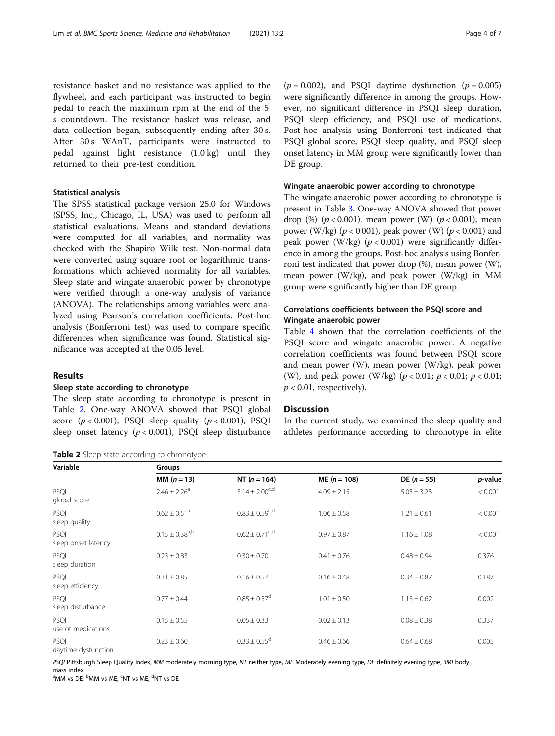resistance basket and no resistance was applied to the flywheel, and each participant was instructed to begin pedal to reach the maximum rpm at the end of the 5 s countdown. The resistance basket was release, and data collection began, subsequently ending after 30 s. After 30 s WAnT, participants were instructed to pedal against light resistance (1.0 kg) until they returned to their pre-test condition.

### Statistical analysis

The SPSS statistical package version 25.0 for Windows (SPSS, Inc., Chicago, IL, USA) was used to perform all statistical evaluations. Means and standard deviations were computed for all variables, and normality was checked with the Shapiro Wilk test. Non-normal data were converted using square root or logarithmic transformations which achieved normality for all variables. Sleep state and wingate anaerobic power by chronotype were verified through a one-way analysis of variance (ANOVA). The relationships among variables were analyzed using Pearson's correlation coefficients. Post-hoc analysis (Bonferroni test) was used to compare specific differences when significance was found. Statistical significance was accepted at the 0.05 level.

## Results

### Sleep state according to chronotype

The sleep state according to chronotype is present in Table 2. One-way ANOVA showed that PSQI global score ($p < 0.001$), PSQI sleep quality ($p < 0.001$), PSQI sleep onset latency ($p < 0.001$), PSQI sleep disturbance ($p = 0.002$), and PSQI daytime dysfunction ($p = 0.005$) were significantly difference in among the groups. However, no significant difference in PSQI sleep duration, PSQI sleep efficiency, and PSQI use of medications. Post-hoc analysis using Bonferroni test indicated that PSQI global score, PSQI sleep quality, and PSQI sleep onset latency in MM group were significantly lower than DE group.

### Wingate anaerobic power according to chronotype

The wingate anaerobic power according to chronotype is present in Table 3. One-way ANOVA showed that power drop (%) ($p < 0.001$), mean power (W) ($p < 0.001$), mean power (W/kg) ($p < 0.001$), peak power (W) ($p < 0.001$) and peak power (W/kg) ($p < 0.001$) were significantly difference in among the groups. Post-hoc analysis using Bonferroni test indicated that power drop (%), mean power (W), mean power (W/kg), and peak power (W/kg) in MM group were significantly higher than DE group.

### Correlations coefficients between the PSQI score and Wingate anaerobic power

Table 4 shown that the correlation coefficients of the PSQI score and wingate anaerobic power. A negative correlation coefficients was found between PSQI score and mean power (W), mean power (W/kg), peak power (W), and peak power (W/kg) ($p < 0.01$; $p < 0.01$; $p < 0.01$; $p < 0.01$, respectively).

## Discussion

In the current study, we examined the sleep quality and athletes performance according to chronotype in elite

**Table 2** Sleep state according to chronotype

| Variable | Groups | | | | |
|---|---|---|---|---|---|
| | MM ($n = 13$) | NT ($n = 164$) | ME ($n = 108$) | DE ($n = 55$) | *p*-value |
| PSQI global score | $2.46 \pm 2.26^{a}$ | $3.14 \pm 2.00^{c,d}$ | $4.09 \pm 2.15$ | $5.05 \pm 3.23$ | < 0.001 |
| PSQI sleep quality | $0.62 \pm 0.51^{a}$ | $0.83 \pm 0.59^{c,d}$ | $1.06 \pm 0.58$ | $1.21 \pm 0.61$ | < 0.001 |
| PSQI sleep onset latency | $0.15 \pm 0.38^{a,b}$ | $0.62 \pm 0.71^{c,d}$ | $0.97 \pm 0.87$ | $1.16 \pm 1.08$ | < 0.001 |
| PSQI sleep duration | $0.23 \pm 0.83$ | $0.30 \pm 0.70$ | $0.41 \pm 0.76$ | $0.48 \pm 0.94$ | 0.376 |
| PSQI sleep efficiency | $0.31 \pm 0.85$ | $0.16 \pm 0.57$ | $0.16 \pm 0.48$ | $0.34 \pm 0.87$ | 0.187 |
| PSQI sleep disturbance | $0.77 \pm 0.44$ | $0.85 \pm 0.57^{d}$ | $1.01 \pm 0.50$ | $1.13 \pm 0.62$ | 0.002 |
| PSQI use of medications | $0.15 \pm 0.55$ | $0.05 \pm 0.33$ | $0.02 \pm 0.13$ | $0.08 \pm 0.38$ | 0.337 |
| PSQI daytime dysfunction | $0.23 \pm 0.60$ | $0.33 \pm 0.55^{d}$ | $0.46 \pm 0.66$ | $0.64 \pm 0.68$ | 0.005 |

*PSQI* Pittsburgh Sleep Quality Index, *MM* moderately morning type, *NT* neither type, *ME* Moderately evening type, *DE* definitely evening type, *BMI* body mass index

[a]MM vs DE; [b]MM vs ME; [c]NT vs ME; [d]NT vs DE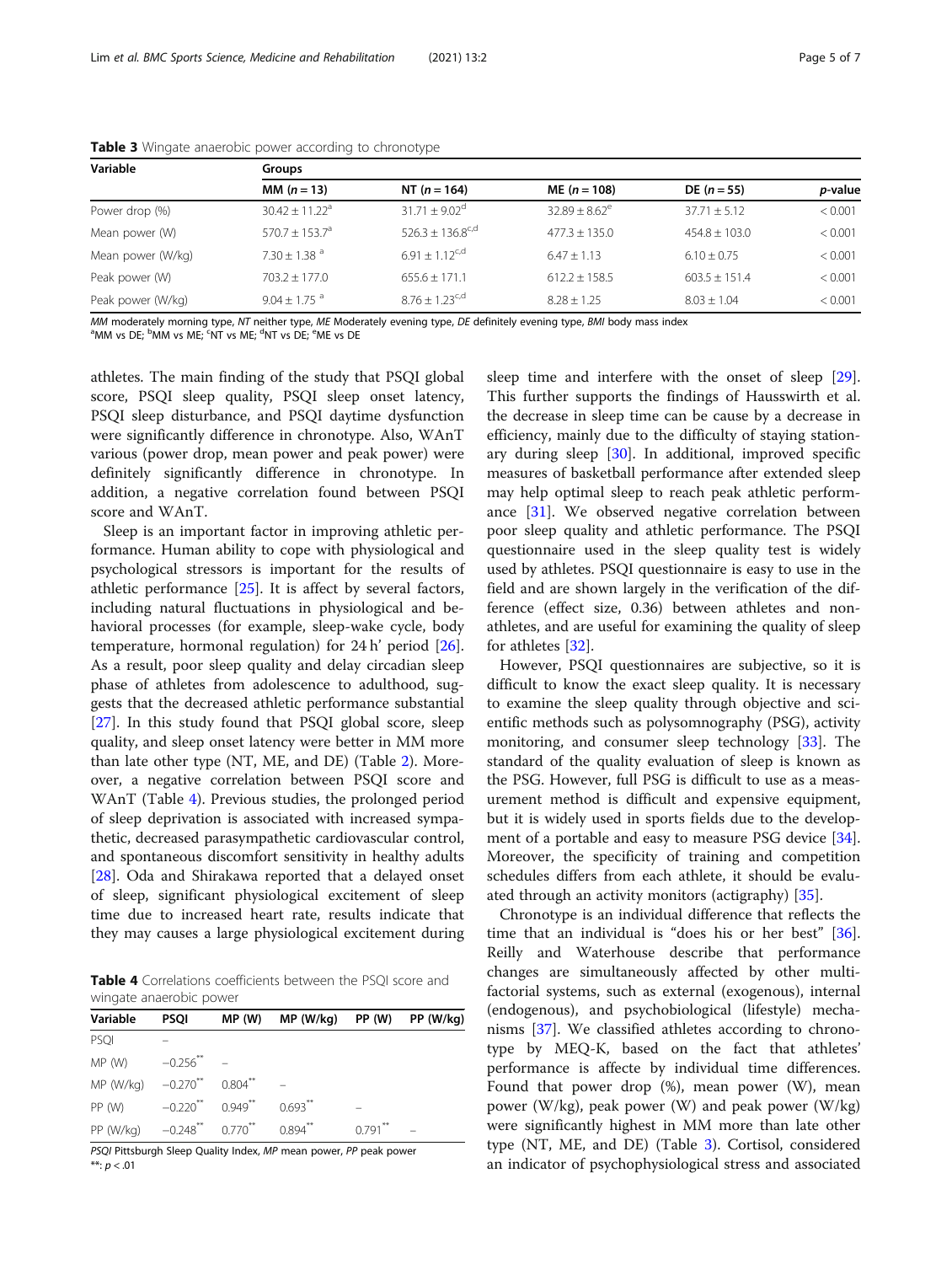**Table 3** Wingate anaerobic power according to chronotype

| Variable | Groups | | | | |
|---|---|---|---|---|---|
| | MM (*n* = 13) | NT (*n* = 164) | ME (*n* = 108) | DE (*n* = 55) | *p*-value |
| Power drop (%) | 30.42 ± 11.22[a] | 31.71 ± 9.02[d] | 32.89 ± 8.62[e] | 37.71 ± 5.12 | < 0.001 |
| Mean power (W) | 570.7 ± 153.7[a] | 526.3 ± 136.8[c,d] | 477.3 ± 135.0 | 454.8 ± 103.0 | < 0.001 |
| Mean power (W/kg) | 7.30 ± 1.38 [a] | 6.91 ± 1.12[c,d] | 6.47 ± 1.13 | 6.10 ± 0.75 | < 0.001 |
| Peak power (W) | 703.2 ± 177.0 | 655.6 ± 171.1 | 612.2 ± 158.5 | 603.5 ± 151.4 | < 0.001 |
| Peak power (W/kg) | 9.04 ± 1.75 [a] | 8.76 ± 1.23[c,d] | 8.28 ± 1.25 | 8.03 ± 1.04 | < 0.001 |

*MM* moderately morning type, *NT* neither type, *ME* Moderately evening type, *DE* definitely evening type, *BMI* body mass index
[a]MM vs DE; [b]MM vs ME; [c]NT vs ME; [d]NT vs DE; [e]ME vs DE

athletes. The main finding of the study that PSQI global score, PSQI sleep quality, PSQI sleep onset latency, PSQI sleep disturbance, and PSQI daytime dysfunction were significantly difference in chronotype. Also, WAnT various (power drop, mean power and peak power) were definitely significantly difference in chronotype. In addition, a negative correlation found between PSQI score and WAnT.

Sleep is an important factor in improving athletic performance. Human ability to cope with physiological and psychological stressors is important for the results of athletic performance [25]. It is affect by several factors, including natural fluctuations in physiological and behavioral processes (for example, sleep-wake cycle, body temperature, hormonal regulation) for 24 h' period [26]. As a result, poor sleep quality and delay circadian sleep phase of athletes from adolescence to adulthood, suggests that the decreased athletic performance substantial [27]. In this study found that PSQI global score, sleep quality, and sleep onset latency were better in MM more than late other type (NT, ME, and DE) (Table 2). Moreover, a negative correlation between PSQI score and WAnT (Table 4). Previous studies, the prolonged period of sleep deprivation is associated with increased sympathetic, decreased parasympathetic cardiovascular control, and spontaneous discomfort sensitivity in healthy adults [28]. Oda and Shirakawa reported that a delayed onset of sleep, significant physiological excitement of sleep time due to increased heart rate, results indicate that they may causes a large physiological excitement during

**Table 4** Correlations coefficients between the PSQI score and wingate anaerobic power

| Variable | PSQI | MP (W) | MP (W/kg) | PP (W) | PP (W/kg) |
|---|---|---|---|---|---|
| PSQI | – | | | | |
| MP (W) | −0.256** | – | | | |
| MP (W/kg) | −0.270** | 0.804** | – | | |
| PP (W) | −0.220** | 0.949** | 0.693** | – | |
| PP (W/kg) | −0.248** | 0.770** | 0.894** | 0.791** | – |

*PSQI* Pittsburgh Sleep Quality Index, *MP* mean power, *PP* peak power
**: $p < .01$

sleep time and interfere with the onset of sleep [29]. This further supports the findings of Hausswirth et al. the decrease in sleep time can be cause by a decrease in efficiency, mainly due to the difficulty of staying stationary during sleep [30]. In additional, improved specific measures of basketball performance after extended sleep may help optimal sleep to reach peak athletic performance [31]. We observed negative correlation between poor sleep quality and athletic performance. The PSQI questionnaire used in the sleep quality test is widely used by athletes. PSQI questionnaire is easy to use in the field and are shown largely in the verification of the difference (effect size, 0.36) between athletes and non-athletes, and are useful for examining the quality of sleep for athletes [32].

However, PSQI questionnaires are subjective, so it is difficult to know the exact sleep quality. It is necessary to examine the sleep quality through objective and scientific methods such as polysomnography (PSG), activity monitoring, and consumer sleep technology [33]. The standard of the quality evaluation of sleep is known as the PSG. However, full PSG is difficult to use as a measurement method is difficult and expensive equipment, but it is widely used in sports fields due to the development of a portable and easy to measure PSG device [34]. Moreover, the specificity of training and competition schedules differs from each athlete, it should be evaluated through an activity monitors (actigraphy) [35].

Chronotype is an individual difference that reflects the time that an individual is "does his or her best" [36]. Reilly and Waterhouse describe that performance changes are simultaneously affected by other multi-factorial systems, such as external (exogenous), internal (endogenous), and psychobiological (lifestyle) mechanisms [37]. We classified athletes according to chronotype by MEQ-K, based on the fact that athletes' performance is affecte by individual time differences. Found that power drop (%), mean power (W), mean power (W/kg), peak power (W) and peak power (W/kg) were significantly highest in MM more than late other type (NT, ME, and DE) (Table 3). Cortisol, considered an indicator of psychophysiological stress and associated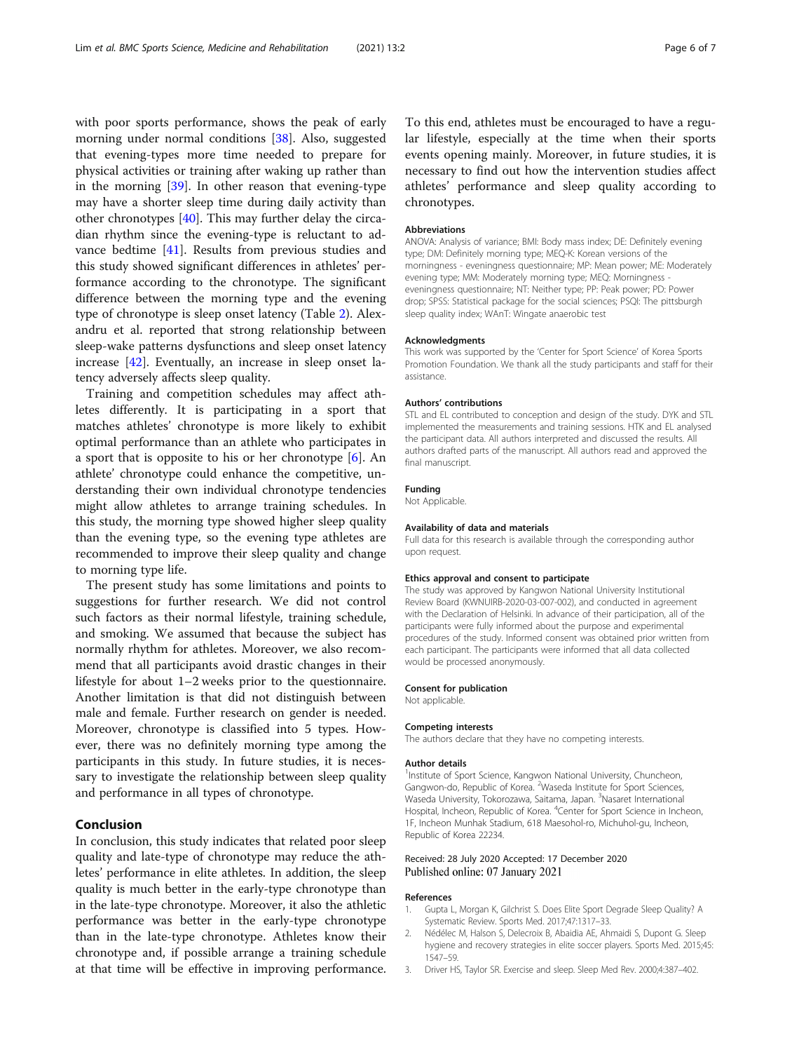with poor sports performance, shows the peak of early morning under normal conditions [38]. Also, suggested that evening-types more time needed to prepare for physical activities or training after waking up rather than in the morning [39]. In other reason that evening-type may have a shorter sleep time during daily activity than other chronotypes [40]. This may further delay the circadian rhythm since the evening-type is reluctant to advance bedtime [41]. Results from previous studies and this study showed significant differences in athletes' performance according to the chronotype. The significant difference between the morning type and the evening type of chronotype is sleep onset latency (Table 2). Alexandru et al. reported that strong relationship between sleep-wake patterns dysfunctions and sleep onset latency increase [42]. Eventually, an increase in sleep onset latency adversely affects sleep quality.

Training and competition schedules may affect athletes differently. It is participating in a sport that matches athletes' chronotype is more likely to exhibit optimal performance than an athlete who participates in a sport that is opposite to his or her chronotype [6]. An athlete' chronotype could enhance the competitive, understanding their own individual chronotype tendencies might allow athletes to arrange training schedules. In this study, the morning type showed higher sleep quality than the evening type, so the evening type athletes are recommended to improve their sleep quality and change to morning type life.

The present study has some limitations and points to suggestions for further research. We did not control such factors as their normal lifestyle, training schedule, and smoking. We assumed that because the subject has normally rhythm for athletes. Moreover, we also recommend that all participants avoid drastic changes in their lifestyle for about 1–2 weeks prior to the questionnaire. Another limitation is that did not distinguish between male and female. Further research on gender is needed. Moreover, chronotype is classified into 5 types. However, there was no definitely morning type among the participants in this study. In future studies, it is necessary to investigate the relationship between sleep quality and performance in all types of chronotype.

## Conclusion

In conclusion, this study indicates that related poor sleep quality and late-type of chronotype may reduce the athletes' performance in elite athletes. In addition, the sleep quality is much better in the early-type chronotype than in the late-type chronotype. Moreover, it also the athletic performance was better in the early-type chronotype than in the late-type chronotype. Athletes know their chronotype and, if possible arrange a training schedule at that time will be effective in improving performance. To this end, athletes must be encouraged to have a regular lifestyle, especially at the time when their sports events opening mainly. Moreover, in future studies, it is necessary to find out how the intervention studies affect athletes' performance and sleep quality according to chronotypes.

### Abbreviations

ANOVA: Analysis of variance; BMI: Body mass index; DE: Definitely evening type; DM: Definitely morning type; MEQ-K: Korean versions of the morningness - eveningness questionnaire; MP: Mean power; ME: Moderately evening type; MM: Moderately morning type; MEQ: Morningness - eveningness questionnaire; NT: Neither type; PP: Peak power; PD: Power drop; SPSS: Statistical package for the social sciences; PSQI: The pittsburgh sleep quality index; WAnT: Wingate anaerobic test

### Acknowledgments

This work was supported by the 'Center for Sport Science' of Korea Sports Promotion Foundation. We thank all the study participants and staff for their assistance.

### Authors' contributions

STL and EL contributed to conception and design of the study. DYK and STL implemented the measurements and training sessions. HTK and EL analysed the participant data. All authors interpreted and discussed the results. All authors drafted parts of the manuscript. All authors read and approved the final manuscript.

### Funding

Not Applicable.

### Availability of data and materials

Full data for this research is available through the corresponding author upon request.

### Ethics approval and consent to participate

The study was approved by Kangwon National University Institutional Review Board (KWNUIRB-2020-03-007-002), and conducted in agreement with the Declaration of Helsinki. In advance of their participation, all of the participants were fully informed about the purpose and experimental procedures of the study. Informed consent was obtained prior written from each participant. The participants were informed that all data collected would be processed anonymously.

### Consent for publication

Not applicable.

### Competing interests

The authors declare that they have no competing interests.

### Author details

[1]Institute of Sport Science, Kangwon National University, Chuncheon, Gangwon-do, Republic of Korea. [2]Waseda Institute for Sport Sciences, Waseda University, Tokorozawa, Saitama, Japan. [3]Nasaret International Hospital, Incheon, Republic of Korea. [4]Center for Sport Science in Incheon, 1F, Incheon Munhak Stadium, 618 Maesohol-ro, Michuhol-gu, Incheon, Republic of Korea 22234.

Received: 28 July 2020 Accepted: 17 December 2020
Published online: 07 January 2021

### References

1. Gupta L, Morgan K, Gilchrist S. Does Elite Sport Degrade Sleep Quality? A Systematic Review. Sports Med. 2017;47:1317–33.
2. Nédélec M, Halson S, Delecroix B, Abaidia AE, Ahmaidi S, Dupont G. Sleep hygiene and recovery strategies in elite soccer players. Sports Med. 2015;45:1547–59.
3. Driver HS, Taylor SR. Exercise and sleep. Sleep Med Rev. 2000;4:387–402.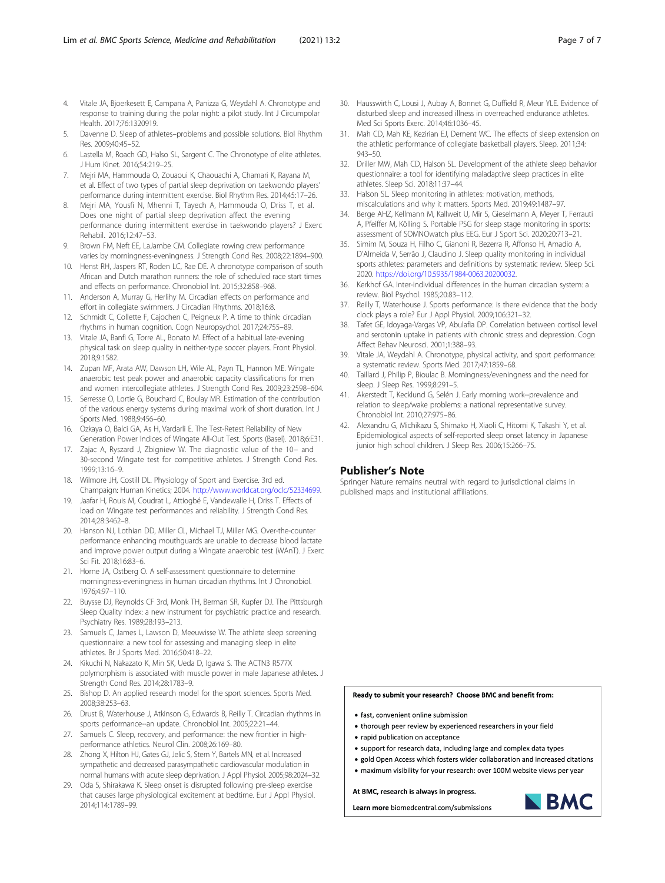4. Vitale JA, Bjoerkesett E, Campana A, Panizza G, Weydahl A. Chronotype and response to training during the polar night: a pilot study. Int J Circumpolar Health. 2017;76:1320919.
5. Davenne D. Sleep of athletes–problems and possible solutions. Biol Rhythm Res. 2009;40:45–52.
6. Lastella M, Roach GD, Halso SL, Sargent C. The Chronotype of elite athletes. J Hum Kinet. 2016;54:219–25.
7. Mejri MA, Hammouda O, Zouaoui K, Chaouachi A, Chamari K, Rayana M, et al. Effect of two types of partial sleep deprivation on taekwondo players' performance during intermittent exercise. Biol Rhythm Res. 2014;45:17–26.
8. Mejri MA, Yousfi N, Mhenni T, Tayech A, Hammouda O, Driss T, et al. Does one night of partial sleep deprivation affect the evening performance during intermittent exercise in taekwondo players? J Exerc Rehabil. 2016;12:47–53.
9. Brown FM, Neft EE, LaJambe CM. Collegiate rowing crew performance varies by morningness-eveningness. J Strength Cond Res. 2008;22:1894–900.
10. Henst RH, Jaspers RT, Roden LC, Rae DE. A chronotype comparison of south African and Dutch marathon runners: the role of scheduled race start times and effects on performance. Chronobiol Int. 2015;32:858–968.
11. Anderson A, Murray G, Herlihy M. Circadian effects on performance and effort in collegiate swimmers. J Circadian Rhythms. 2018;16:8.
12. Schmidt C, Collette F, Cajochen C, Peigneux P. A time to think: circadian rhythms in human cognition. Cogn Neuropsychol. 2017;24:755–89.
13. Vitale JA, Banfi G, Torre AL, Bonato M. Effect of a habitual late-evening physical task on sleep quality in neither-type soccer players. Front Physiol. 2018;9:1582.
14. Zupan MF, Arata AW, Dawson LH, Wile AL, Payn TL, Hannon ME. Wingate anaerobic test peak power and anaerobic capacity classifications for men and women intercollegiate athletes. J Strength Cond Res. 2009;23:2598–604.
15. Serresse O, Lortie G, Bouchard C, Boulay MR. Estimation of the contribution of the various energy systems during maximal work of short duration. Int J Sports Med. 1988;9:456–60.
16. Ozkaya O, Balci GA, As H, Vardarli E. The Test-Retest Reliability of New Generation Power Indices of Wingate All-Out Test. Sports (Basel). 2018;6:E31.
17. Zajac A, Ryszard J, Zbigniew W. The diagnostic value of the 10– and 30-second Wingate test for competitive athletes. J Strength Cond Res. 1999;13:16–9.
18. Wilmore JH, Costill DL. Physiology of Sport and Exercise. 3rd ed. Champaign: Human Kinetics; 2004. http://www.worldcat.org/oclc/52334699.
19. Jaafar H, Rouis M, Coudrat L, Attiogbé E, Vandewalle H, Driss T. Effects of load on Wingate test performances and reliability. J Strength Cond Res. 2014;28:3462–8.
20. Hanson NJ, Lothian DD, Miller CL, Michael TJ, Miller MG. Over-the-counter performance enhancing mouthguards are unable to decrease blood lactate and improve power output during a Wingate anaerobic test (WAnT). J Exerc Sci Fit. 2018;16:83–6.
21. Horne JA, Ostberg O. A self-assessment questionnaire to determine morningness-eveningness in human circadian rhythms. Int J Chronobiol. 1976;4:97–110.
22. Buysse DJ, Reynolds CF 3rd, Monk TH, Berman SR, Kupfer DJ. The Pittsburgh Sleep Quality Index: a new instrument for psychiatric practice and research. Psychiatry Res. 1989;28:193–213.
23. Samuels C, James L, Lawson D, Meeuwisse W. The athlete sleep screening questionnaire: a new tool for assessing and managing sleep in elite athletes. Br J Sports Med. 2016;50:418–22.
24. Kikuchi N, Nakazato K, Min SK, Ueda D, Igawa S. The ACTN3 R577X polymorphism is associated with muscle power in male Japanese athletes. J Strength Cond Res. 2014;28:1783–9.
25. Bishop D. An applied research model for the sport sciences. Sports Med. 2008;38:253–63.
26. Drust B, Waterhouse J, Atkinson G, Edwards B, Reilly T. Circadian rhythms in sports performance--an update. Chronobiol Int. 2005;22:21–44.
27. Samuels C. Sleep, recovery, and performance: the new frontier in high-performance athletics. Neurol Clin. 2008;26:169–80.
28. Zhong X, Hilton HJ, Gates GJ, Jelic S, Stern Y, Bartels MN, et al. Increased sympathetic and decreased parasympathetic cardiovascular modulation in normal humans with acute sleep deprivation. J Appl Physiol. 2005;98:2024–32.
29. Oda S, Shirakawa K. Sleep onset is disrupted following pre-sleep exercise that causes large physiological excitement at bedtime. Eur J Appl Physiol. 2014;114:1789–99.
30. Hausswirth C, Lousi J, Aubay A, Bonnet G, Duffield R, Meur YLE. Evidence of disturbed sleep and increased illness in overreached endurance athletes. Med Sci Sports Exerc. 2014;46:1036–45.
31. Mah CD, Mah KE, Kezirian EJ, Dement WC. The effects of sleep extension on the athletic performance of collegiate basketball players. Sleep. 2011;34:943–50.
32. Driller MW, Mah CD, Halson SL. Development of the athlete sleep behavior questionnaire: a tool for identifying maladaptive sleep practices in elite athletes. Sleep Sci. 2018;11:37–44.
33. Halson SL. Sleep monitoring in athletes: motivation, methods, miscalculations and why it matters. Sports Med. 2019;49:1487–97.
34. Berge AHZ, Kellmann M, Kallweit U, Mir S, Gieselmann A, Meyer T, Ferrauti A, Pfeiffer M, Kölling S. Portable PSG for sleep stage monitoring in sports: assessment of SOMNOwatch plus EEG. Eur J Sport Sci. 2020;20:713–21.
35. Simim M, Souza H, Filho C, Gianoni R, Bezerra R, Affonso H, Amadio A, D'Almeida V, Serrão J, Claudino J. Sleep quality monitoring in individual sports athletes: parameters and definitions by systematic review. Sleep Sci. 2020. https://doi.org/10.5935/1984-0063.20200032.
36. Kerkhof GA. Inter-individual differences in the human circadian system: a review. Biol Psychol. 1985;20:83–112.
37. Reilly T, Waterhouse J. Sports performance: is there evidence that the body clock plays a role? Eur J Appl Physiol. 2009;106:321–32.
38. Tafet GE, Idoyaga-Vargas VP, Abulafia DP. Correlation between cortisol level and serotonin uptake in patients with chronic stress and depression. Cogn Affect Behav Neurosci. 2001;1:388–93.
39. Vitale JA, Weydahl A. Chronotype, physical activity, and sport performance: a systematic review. Sports Med. 2017;47:1859–68.
40. Taillard J, Philip P, Bioulac B. Morningness/eveningness and the need for sleep. J Sleep Res. 1999;8:291–5.
41. Akerstedt T, Kecklund G, Selén J. Early morning work--prevalence and relation to sleep/wake problems: a national representative survey. Chronobiol Int. 2010;27:975–86.
42. Alexandru G, Michikazu S, Shimako H, Xiaoli C, Hitomi K, Takashi Y, et al. Epidemiological aspects of self-reported sleep onset latency in Japanese junior high school children. J Sleep Res. 2006;15:266–75.

## Publisher's Note

Springer Nature remains neutral with regard to jurisdictional claims in published maps and institutional affiliations.

**Ready to submit your research? Choose BMC and benefit from:**

- fast, convenient online submission
- thorough peer review by experienced researchers in your field
- rapid publication on acceptance
- support for research data, including large and complex data types
- gold Open Access which fosters wider collaboration and increased citations
- maximum visibility for your research: over 100M website views per year

**At BMC, research is always in progress.**

**Learn more** biomedcentral.com/submissions

BMC